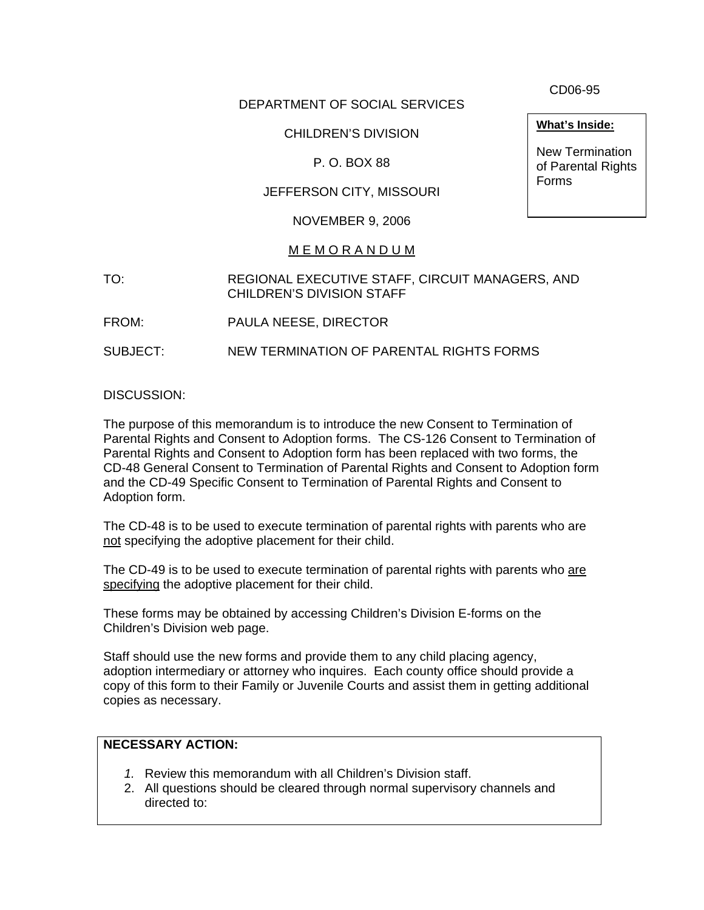CD06-95

DEPARTMENT OF SOCIAL SERVICES

CHILDREN'S DIVISION

P. O. BOX 88

JEFFERSON CITY, MISSOURI

NOVEMBER 9, 2006

**What's Inside:**

New Termination of Parental Rights Forms

M E M O R A N D U M

TO: REGIONAL EXECUTIVE STAFF, CIRCUIT MANAGERS, AND CHILDREN'S DIVISION STAFF

FROM: PAULA NEESE, DIRECTOR

SUBJECT: NEW TERMINATION OF PARENTAL RIGHTS FORMS

DISCUSSION:

The purpose of this memorandum is to introduce the new Consent to Termination of Parental Rights and Consent to Adoption forms. The CS-126 Consent to Termination of Parental Rights and Consent to Adoption form has been replaced with two forms, the CD-48 General Consent to Termination of Parental Rights and Consent to Adoption form and the CD-49 Specific Consent to Termination of Parental Rights and Consent to Adoption form.

The CD-48 is to be used to execute termination of parental rights with parents who are <u>not</u> specifying the adoptive placement for their child.

The CD-49 is to be used to execute termination of parental rights with parents who <u>are specifying</u> the adoptive placement for their child.

These forms may be obtained by accessing Children's Division E-forms on the Children's Division web page.

Staff should use the new forms and provide them to any child placing agency, adoption intermediary or attorney who inquires. Each county office should provide a copy of this form to their Family or Juvenile Courts and assist them in getting additional copies as necessary.

**NECESSARY ACTION:**

1. Review this memorandum with all Children's Division staff.
2. All questions should be cleared through normal supervisory channels and directed to: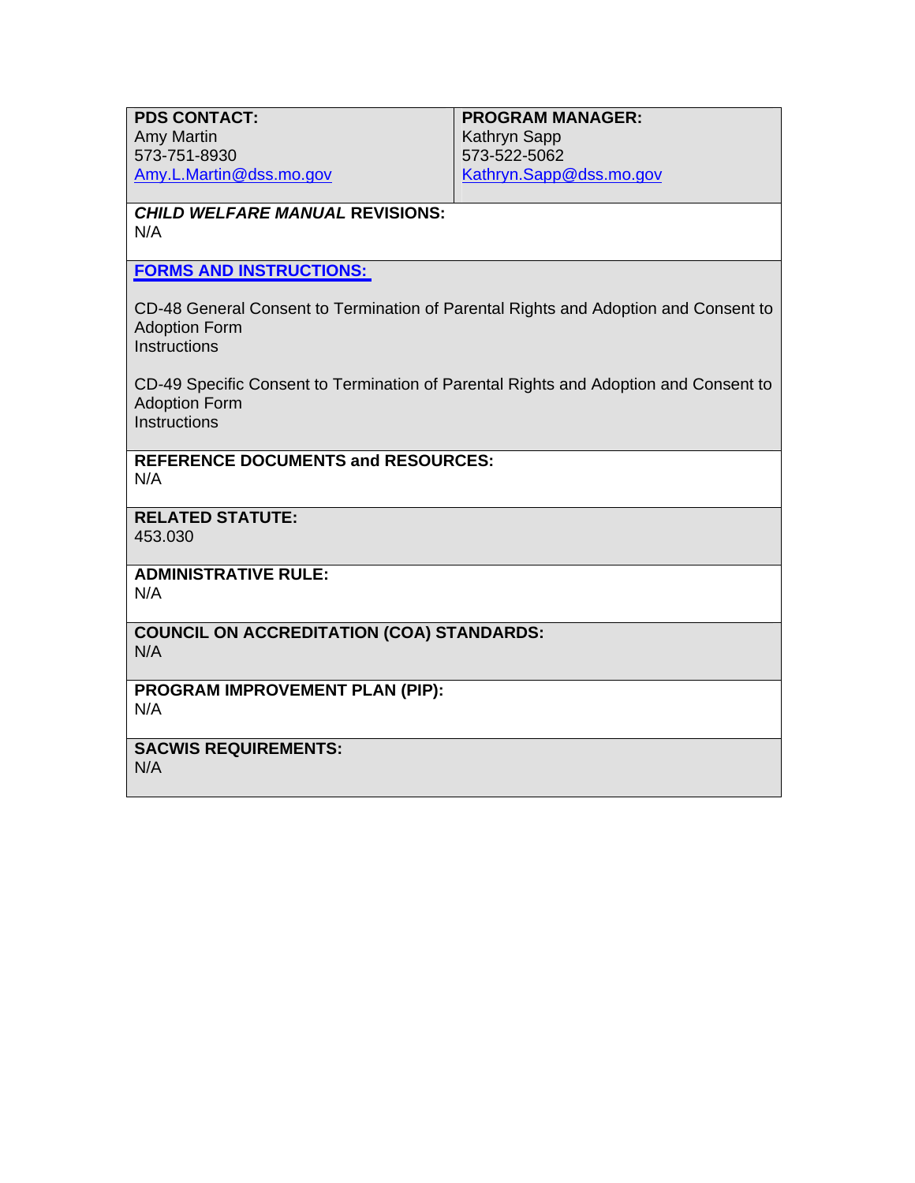| **PDS CONTACT:** | **PROGRAM MANAGER:** |
| --- | --- |
| Amy Martin<br>573-751-8930<br>Amy.L.Martin@dss.mo.gov | Kathryn Sapp<br>573-522-5062<br>Kathryn.Sapp@dss.mo.gov |

***CHILD WELFARE MANUAL* REVISIONS:**
N/A

**FORMS AND INSTRUCTIONS:**

CD-48 General Consent to Termination of Parental Rights and Adoption and Consent to Adoption Form
Instructions

CD-49 Specific Consent to Termination of Parental Rights and Adoption and Consent to Adoption Form
Instructions

**REFERENCE DOCUMENTS and RESOURCES:**
N/A

**RELATED STATUTE:**
453.030

**ADMINISTRATIVE RULE:**
N/A

**COUNCIL ON ACCREDITATION (COA) STANDARDS:**
N/A

**PROGRAM IMPROVEMENT PLAN (PIP):**
N/A

**SACWIS REQUIREMENTS:**
N/A